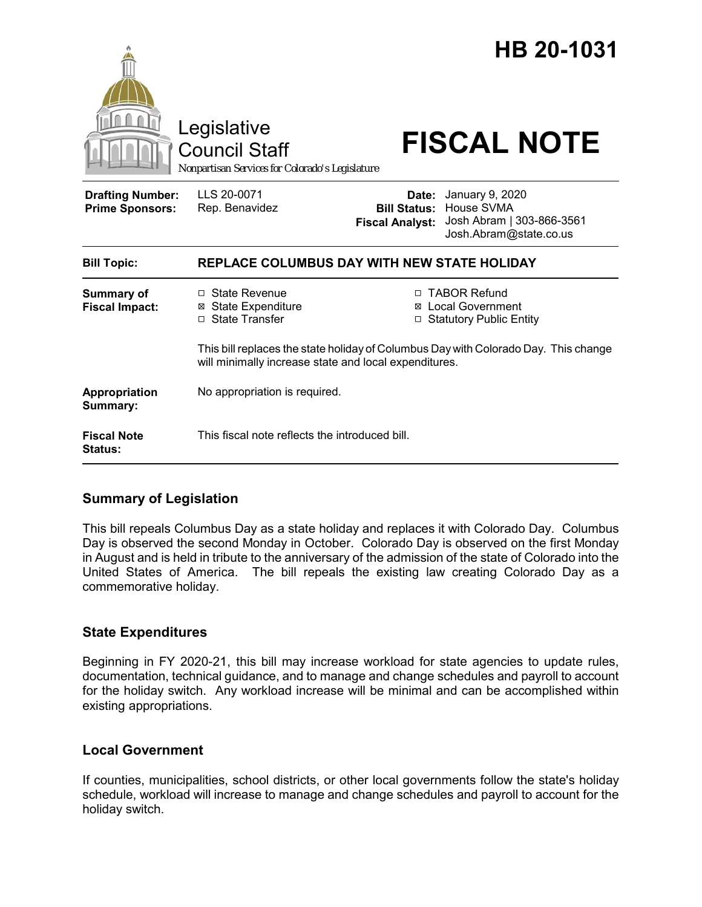# HB 20-1031

Legislative Council Staff

*Nonpartisan Services for Colorado's Legislature*

# FISCAL NOTE

| | | | |
|---|---|---|---|
| **Drafting Number:** | LLS 20-0071 | **Date:** | January 9, 2020 |
| **Prime Sponsors:** | Rep. Benavidez | **Bill Status:** | House SVMA |
| | | **Fiscal Analyst:** | Josh Abram \| 303-866-3561 Josh.Abram@state.co.us |

| | |
|---|---|
| **Bill Topic:** | **REPLACE COLUMBUS DAY WITH NEW STATE HOLIDAY** |
| **Summary of Fiscal Impact:** | ☐ State Revenue ☒ State Expenditure ☐ State Transfer ☐ TABOR Refund ☒ Local Government ☐ Statutory Public Entity<br><br>This bill replaces the state holiday of Columbus Day with Colorado Day. This change will minimally increase state and local expenditures. |
| **Appropriation Summary:** | No appropriation is required. |
| **Fiscal Note Status:** | This fiscal note reflects the introduced bill. |

## Summary of Legislation

This bill repeals Columbus Day as a state holiday and replaces it with Colorado Day. Columbus Day is observed the second Monday in October. Colorado Day is observed on the first Monday in August and is held in tribute to the anniversary of the admission of the state of Colorado into the United States of America. The bill repeals the existing law creating Colorado Day as a commemorative holiday.

## State Expenditures

Beginning in FY 2020-21, this bill may increase workload for state agencies to update rules, documentation, technical guidance, and to manage and change schedules and payroll to account for the holiday switch. Any workload increase will be minimal and can be accomplished within existing appropriations.

## Local Government

If counties, municipalities, school districts, or other local governments follow the state's holiday schedule, workload will increase to manage and change schedules and payroll to account for the holiday switch.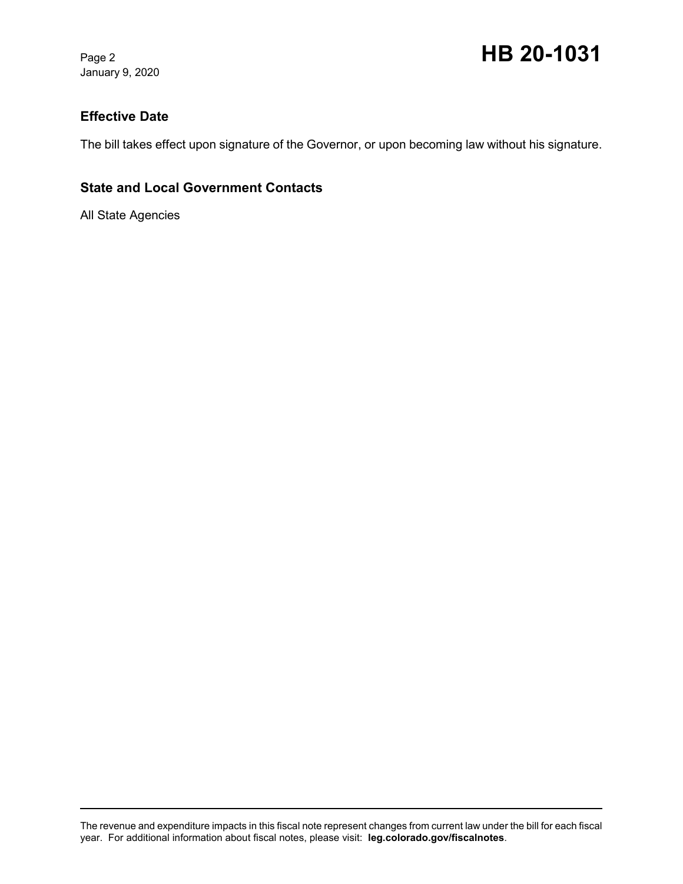## Effective Date

The bill takes effect upon signature of the Governor, or upon becoming law without his signature.

## State and Local Government Contacts

All State Agencies

---

The revenue and expenditure impacts in this fiscal note represent changes from current law under the bill for each fiscal year. For additional information about fiscal notes, please visit: **leg.colorado.gov/fiscalnotes**.